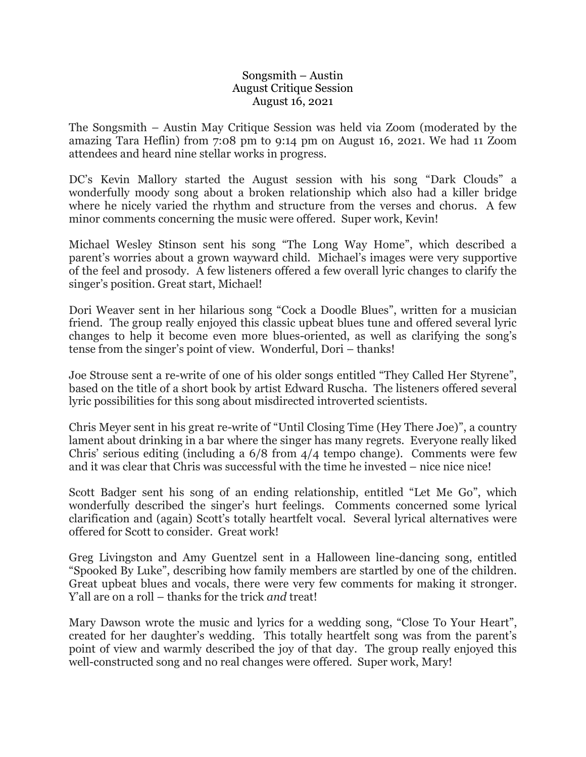# Songsmith – Austin
## August Critique Session
### August 16, 2021

The Songsmith – Austin May Critique Session was held via Zoom (moderated by the amazing Tara Heflin) from 7:08 pm to 9:14 pm on August 16, 2021. We had 11 Zoom attendees and heard nine stellar works in progress.

DC's Kevin Mallory started the August session with his song "Dark Clouds" a wonderfully moody song about a broken relationship which also had a killer bridge where he nicely varied the rhythm and structure from the verses and chorus. A few minor comments concerning the music were offered. Super work, Kevin!

Michael Wesley Stinson sent his song "The Long Way Home", which described a parent's worries about a grown wayward child. Michael's images were very supportive of the feel and prosody. A few listeners offered a few overall lyric changes to clarify the singer's position. Great start, Michael!

Dori Weaver sent in her hilarious song "Cock a Doodle Blues", written for a musician friend. The group really enjoyed this classic upbeat blues tune and offered several lyric changes to help it become even more blues-oriented, as well as clarifying the song's tense from the singer's point of view. Wonderful, Dori – thanks!

Joe Strouse sent a re-write of one of his older songs entitled "They Called Her Styrene", based on the title of a short book by artist Edward Ruscha. The listeners offered several lyric possibilities for this song about misdirected introverted scientists.

Chris Meyer sent in his great re-write of "Until Closing Time (Hey There Joe)", a country lament about drinking in a bar where the singer has many regrets. Everyone really liked Chris' serious editing (including a 6/8 from 4/4 tempo change). Comments were few and it was clear that Chris was successful with the time he invested – nice nice nice!

Scott Badger sent his song of an ending relationship, entitled "Let Me Go", which wonderfully described the singer's hurt feelings. Comments concerned some lyrical clarification and (again) Scott's totally heartfelt vocal. Several lyrical alternatives were offered for Scott to consider. Great work!

Greg Livingston and Amy Guentzel sent in a Halloween line-dancing song, entitled "Spooked By Luke", describing how family members are startled by one of the children. Great upbeat blues and vocals, there were very few comments for making it stronger. Y'all are on a roll – thanks for the trick *and* treat!

Mary Dawson wrote the music and lyrics for a wedding song, "Close To Your Heart", created for her daughter's wedding. This totally heartfelt song was from the parent's point of view and warmly described the joy of that day. The group really enjoyed this well-constructed song and no real changes were offered. Super work, Mary!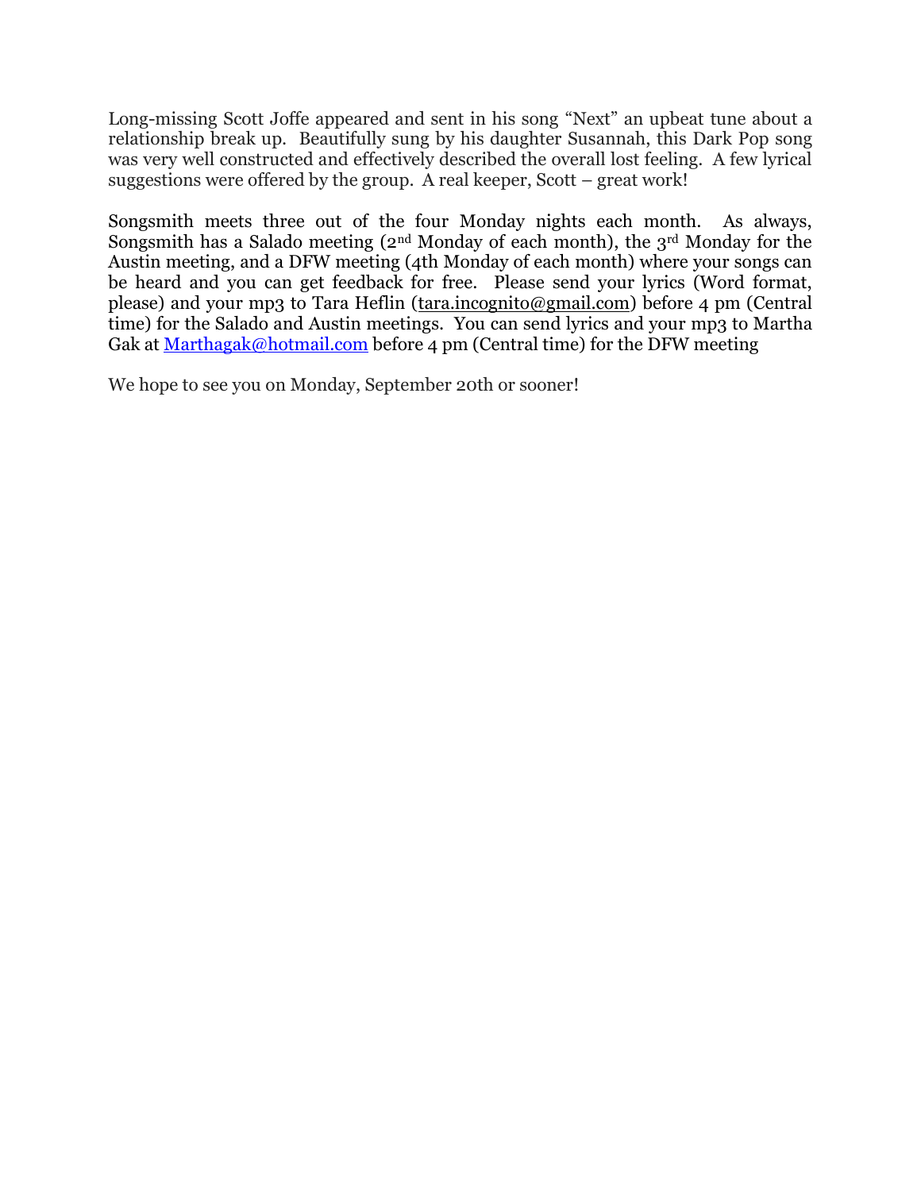Long-missing Scott Joffe appeared and sent in his song "Next" an upbeat tune about a relationship break up. Beautifully sung by his daughter Susannah, this Dark Pop song was very well constructed and effectively described the overall lost feeling. A few lyrical suggestions were offered by the group. A real keeper, Scott – great work!

Songsmith meets three out of the four Monday nights each month. As always, Songsmith has a Salado meeting (2nd Monday of each month), the 3rd Monday for the Austin meeting, and a DFW meeting (4th Monday of each month) where your songs can be heard and you can get feedback for free. Please send your lyrics (Word format, please) and your mp3 to Tara Heflin (tara.incognito@gmail.com) before 4 pm (Central time) for the Salado and Austin meetings. You can send lyrics and your mp3 to Martha Gak at Marthagak@hotmail.com before 4 pm (Central time) for the DFW meeting

We hope to see you on Monday, September 20th or sooner!